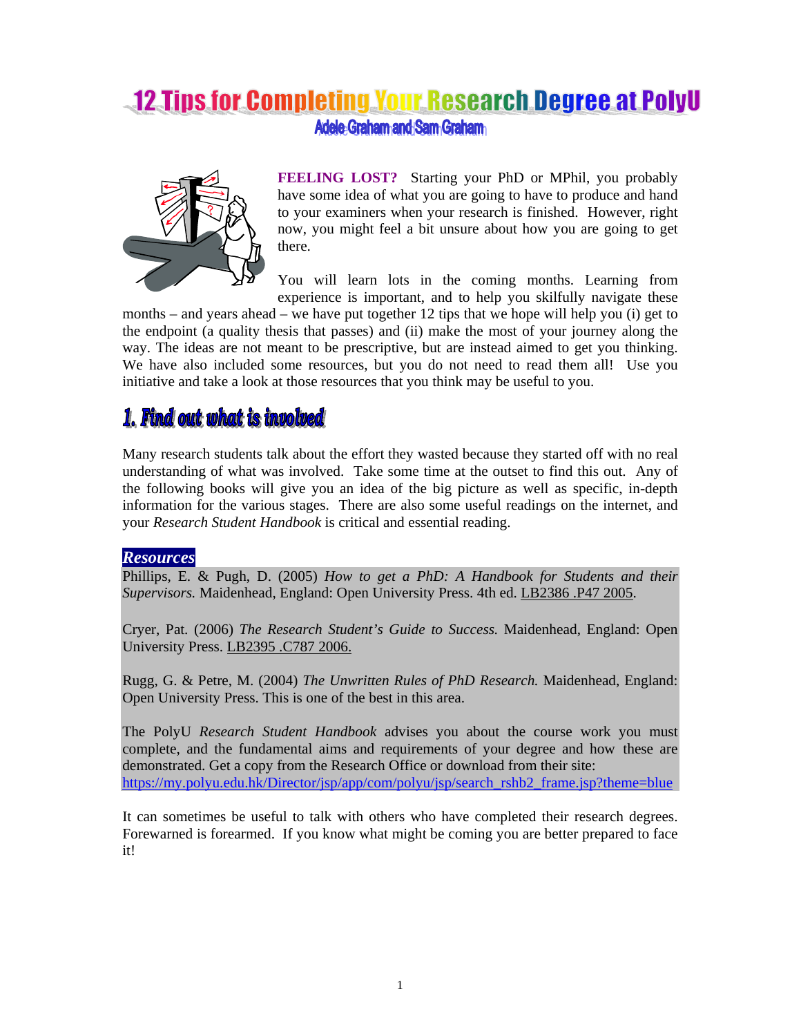# 12 Tips for Completing Your Research Degree at PolyU

Adele Graham and Sam Graham

**FEELING LOST?** Starting your PhD or MPhil, you probably have some idea of what you are going to have to produce and hand to your examiners when your research is finished. However, right now, you might feel a bit unsure about how you are going to get there.

You will learn lots in the coming months. Learning from experience is important, and to help you skilfully navigate these months – and years ahead – we have put together 12 tips that we hope will help you (i) get to the endpoint (a quality thesis that passes) and (ii) make the most of your journey along the way. The ideas are not meant to be prescriptive, but are instead aimed to get you thinking. We have also included some resources, but you do not need to read them all! Use you initiative and take a look at those resources that you think may be useful to you.

## 1. Find out what is involved

Many research students talk about the effort they wasted because they started off with no real understanding of what was involved. Take some time at the outset to find this out. Any of the following books will give you an idea of the big picture as well as specific, in-depth information for the various stages. There are also some useful readings on the internet, and your *Research Student Handbook* is critical and essential reading.

***Resources***

Phillips, E. & Pugh, D. (2005) *How to get a PhD: A Handbook for Students and their Supervisors.* Maidenhead, England: Open University Press. 4th ed. LB2386 .P47 2005.

Cryer, Pat. (2006) *The Research Student's Guide to Success.* Maidenhead, England: Open University Press. LB2395 .C787 2006.

Rugg, G. & Petre, M. (2004) *The Unwritten Rules of PhD Research.* Maidenhead, England: Open University Press. This is one of the best in this area.

The PolyU *Research Student Handbook* advises you about the course work you must complete, and the fundamental aims and requirements of your degree and how these are demonstrated. Get a copy from the Research Office or download from their site: https://my.polyu.edu.hk/Director/jsp/app/com/polyu/jsp/search_rshb2_frame.jsp?theme=blue

It can sometimes be useful to talk with others who have completed their research degrees. Forewarned is forearmed. If you know what might be coming you are better prepared to face it!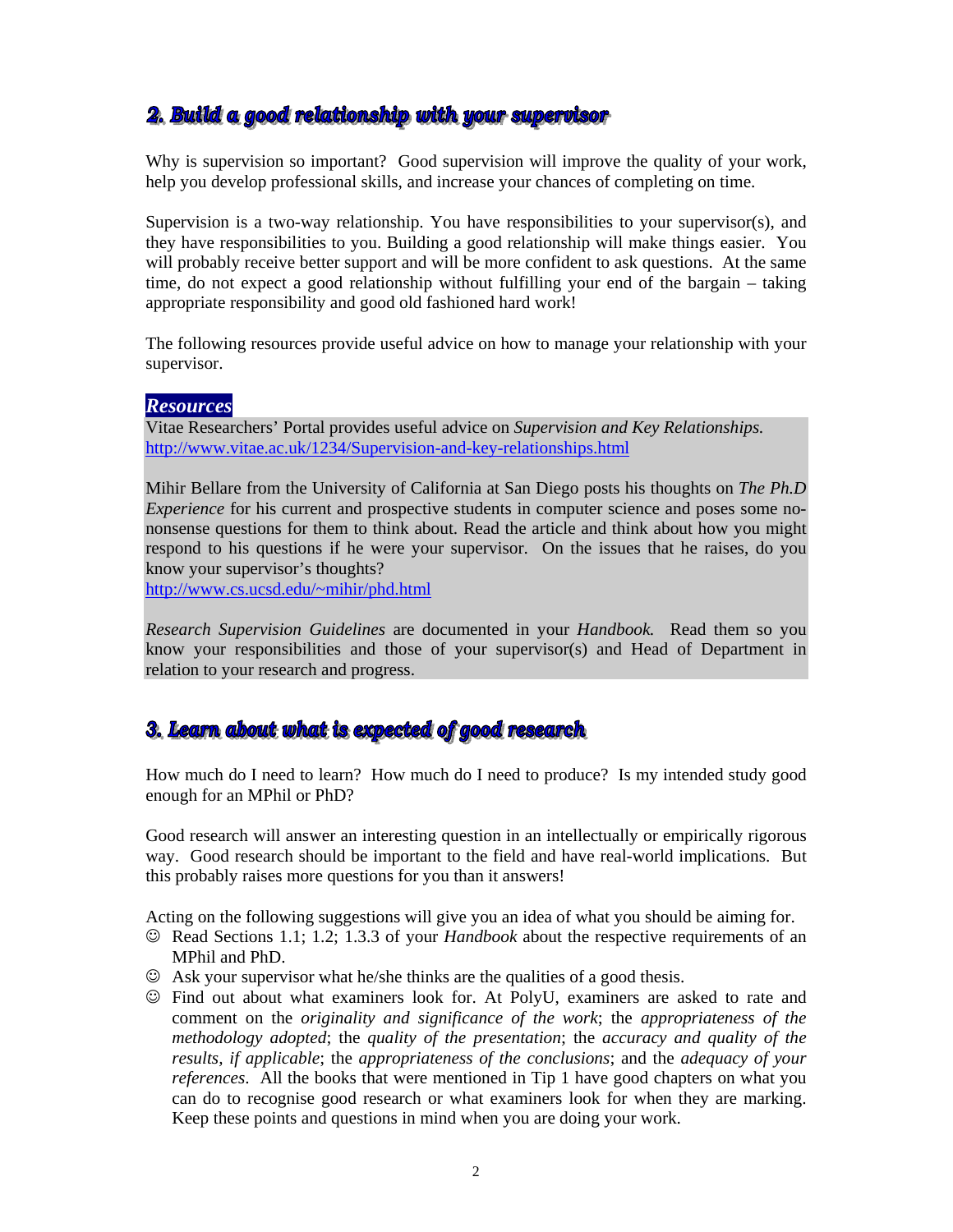## 2. Build a good relationship with your supervisor

Why is supervision so important? Good supervision will improve the quality of your work, help you develop professional skills, and increase your chances of completing on time.

Supervision is a two-way relationship. You have responsibilities to your supervisor(s), and they have responsibilities to you. Building a good relationship will make things easier. You will probably receive better support and will be more confident to ask questions. At the same time, do not expect a good relationship without fulfilling your end of the bargain – taking appropriate responsibility and good old fashioned hard work!

The following resources provide useful advice on how to manage your relationship with your supervisor.

***Resources***

Vitae Researchers' Portal provides useful advice on *Supervision and Key Relationships.*
http://www.vitae.ac.uk/1234/Supervision-and-key-relationships.html

Mihir Bellare from the University of California at San Diego posts his thoughts on *The Ph.D Experience* for his current and prospective students in computer science and poses some no-nonsense questions for them to think about. Read the article and think about how you might respond to his questions if he were your supervisor. On the issues that he raises, do you know your supervisor's thoughts?
http://www.cs.ucsd.edu/~mihir/phd.html

*Research Supervision Guidelines* are documented in your *Handbook.* Read them so you know your responsibilities and those of your supervisor(s) and Head of Department in relation to your research and progress.

## 3. Learn about what is expected of good research

How much do I need to learn? How much do I need to produce? Is my intended study good enough for an MPhil or PhD?

Good research will answer an interesting question in an intellectually or empirically rigorous way. Good research should be important to the field and have real-world implications. But this probably raises more questions for you than it answers!

Acting on the following suggestions will give you an idea of what you should be aiming for.

- ☺ Read Sections 1.1; 1.2; 1.3.3 of your *Handbook* about the respective requirements of an MPhil and PhD.
- ☺ Ask your supervisor what he/she thinks are the qualities of a good thesis.
- ☺ Find out about what examiners look for. At PolyU, examiners are asked to rate and comment on the *originality and significance of the work*; the *appropriateness of the methodology adopted*; the *quality of the presentation*; the *accuracy and quality of the results, if applicable*; the *appropriateness of the conclusions*; and the *adequacy of your references*. All the books that were mentioned in Tip 1 have good chapters on what you can do to recognise good research or what examiners look for when they are marking. Keep these points and questions in mind when you are doing your work.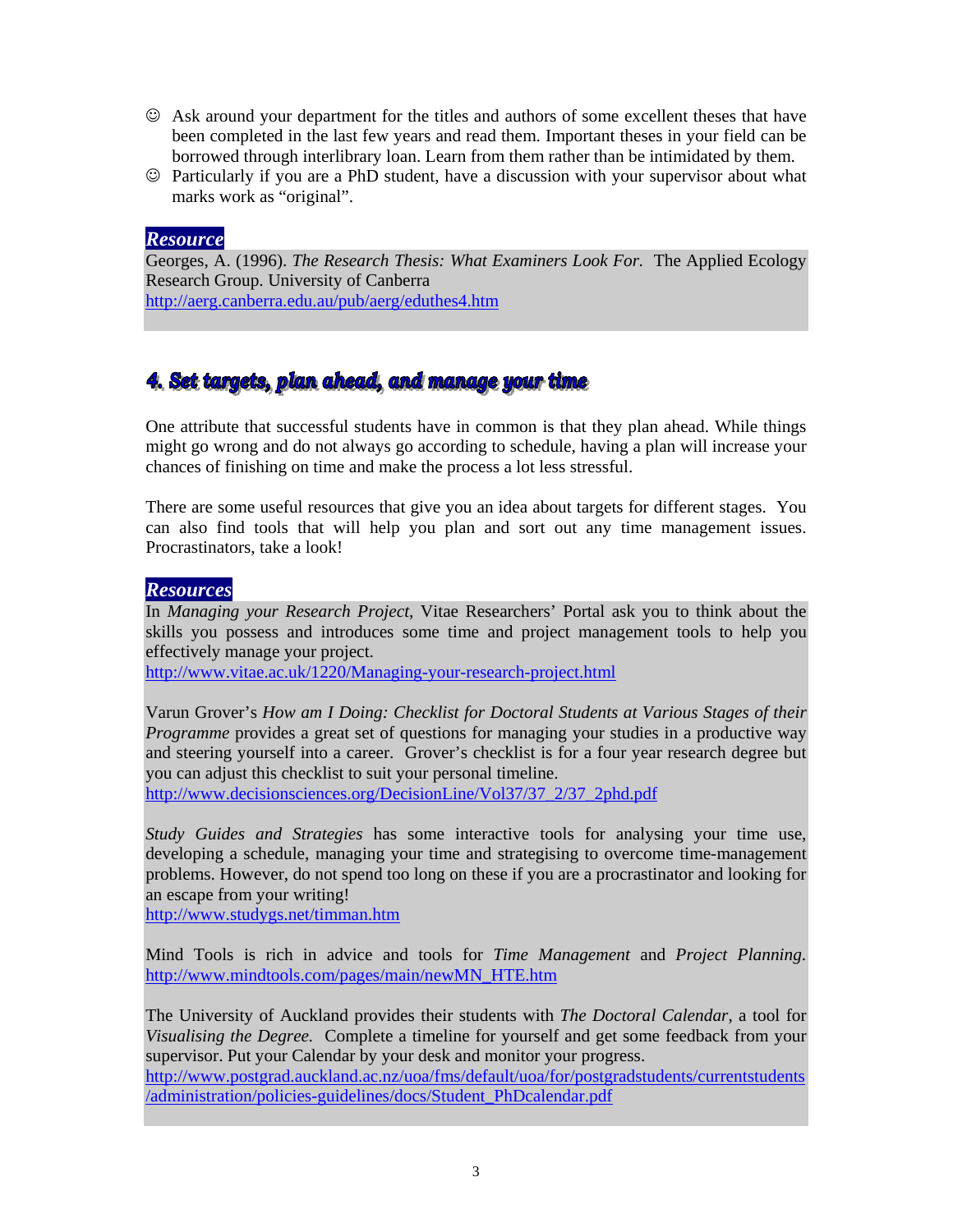- ☺ Ask around your department for the titles and authors of some excellent theses that have been completed in the last few years and read them. Important theses in your field can be borrowed through interlibrary loan. Learn from them rather than be intimidated by them.
- ☺ Particularly if you are a PhD student, have a discussion with your supervisor about what marks work as "original".

***Resource***

Georges, A. (1996). *The Research Thesis: What Examiners Look For.* The Applied Ecology Research Group. University of Canberra
http://aerg.canberra.edu.au/pub/aerg/eduthes4.htm

## 4. Set targets, plan ahead, and manage your time

One attribute that successful students have in common is that they plan ahead. While things might go wrong and do not always go according to schedule, having a plan will increase your chances of finishing on time and make the process a lot less stressful.

There are some useful resources that give you an idea about targets for different stages. You can also find tools that will help you plan and sort out any time management issues. Procrastinators, take a look!

***Resources***

In *Managing your Research Project*, Vitae Researchers' Portal ask you to think about the skills you possess and introduces some time and project management tools to help you effectively manage your project.
http://www.vitae.ac.uk/1220/Managing-your-research-project.html

Varun Grover's *How am I Doing: Checklist for Doctoral Students at Various Stages of their Programme* provides a great set of questions for managing your studies in a productive way and steering yourself into a career. Grover's checklist is for a four year research degree but you can adjust this checklist to suit your personal timeline.
http://www.decisionsciences.org/DecisionLine/Vol37/37_2/37_2phd.pdf

*Study Guides and Strategies* has some interactive tools for analysing your time use, developing a schedule, managing your time and strategising to overcome time-management problems. However, do not spend too long on these if you are a procrastinator and looking for an escape from your writing!
http://www.studygs.net/timman.htm

Mind Tools is rich in advice and tools for *Time Management* and *Project Planning*.
http://www.mindtools.com/pages/main/newMN_HTE.htm

The University of Auckland provides their students with *The Doctoral Calendar*, a tool for *Visualising the Degree.* Complete a timeline for yourself and get some feedback from your supervisor. Put your Calendar by your desk and monitor your progress.
http://www.postgrad.auckland.ac.nz/uoa/fms/default/uoa/for/postgradstudents/currentstudents/administration/policies-guidelines/docs/Student_PhDcalendar.pdf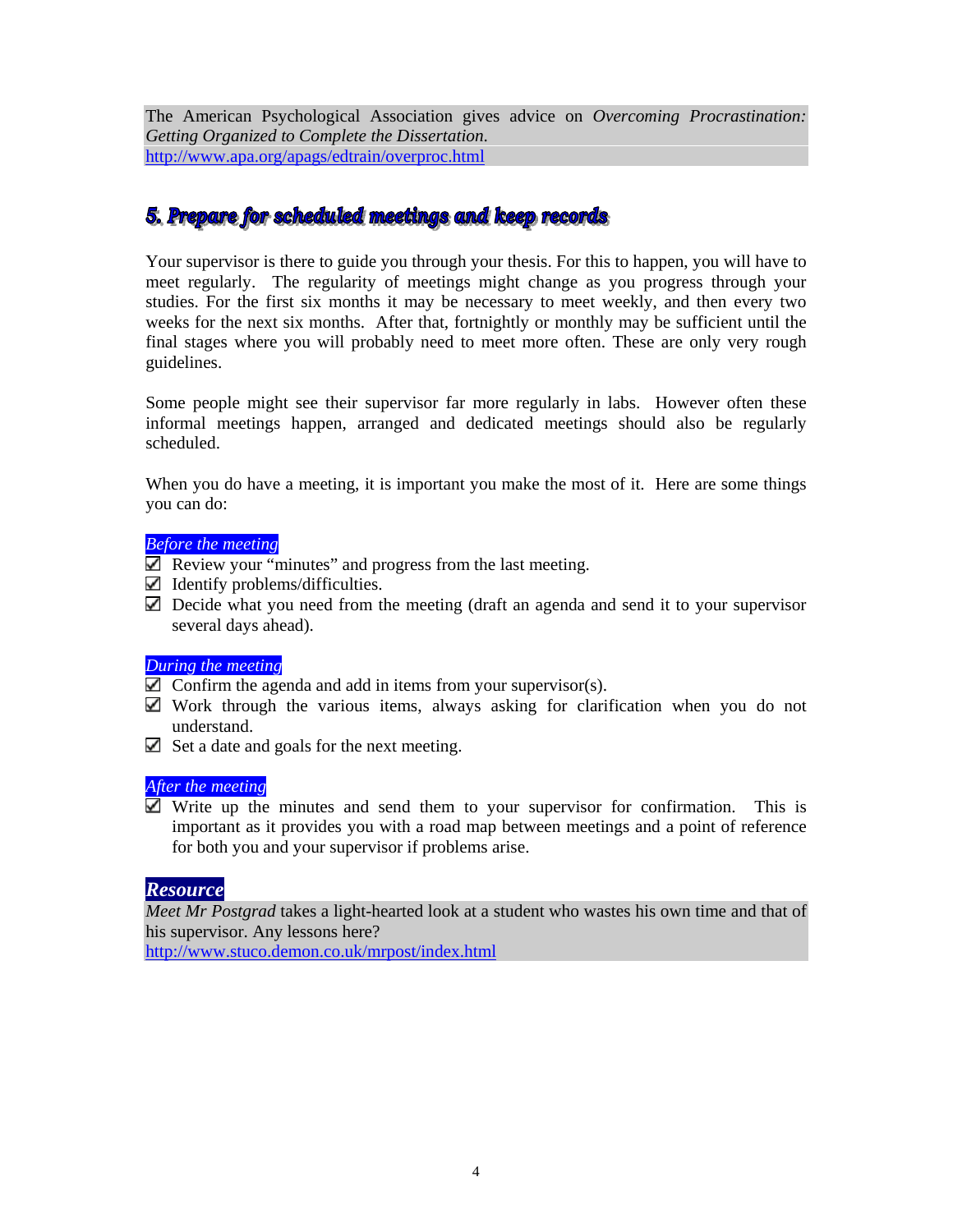The American Psychological Association gives advice on *Overcoming Procrastination: Getting Organized to Complete the Dissertation*.
http://www.apa.org/apags/edtrain/overproc.html

## 5. Prepare for scheduled meetings and keep records

Your supervisor is there to guide you through your thesis. For this to happen, you will have to meet regularly. The regularity of meetings might change as you progress through your studies. For the first six months it may be necessary to meet weekly, and then every two weeks for the next six months. After that, fortnightly or monthly may be sufficient until the final stages where you will probably need to meet more often. These are only very rough guidelines.

Some people might see their supervisor far more regularly in labs. However often these informal meetings happen, arranged and dedicated meetings should also be regularly scheduled.

When you do have a meeting, it is important you make the most of it. Here are some things you can do:

*Before the meeting*

- ☑ Review your "minutes" and progress from the last meeting.
- ☑ Identify problems/difficulties.
- ☑ Decide what you need from the meeting (draft an agenda and send it to your supervisor several days ahead).

*During the meeting*

- ☑ Confirm the agenda and add in items from your supervisor(s).
- ☑ Work through the various items, always asking for clarification when you do not understand.
- ☑ Set a date and goals for the next meeting.

*After the meeting*

- ☑ Write up the minutes and send them to your supervisor for confirmation. This is important as it provides you with a road map between meetings and a point of reference for both you and your supervisor if problems arise.

***Resource***

*Meet Mr Postgrad* takes a light-hearted look at a student who wastes his own time and that of his supervisor. Any lessons here?
http://www.stuco.demon.co.uk/mrpost/index.html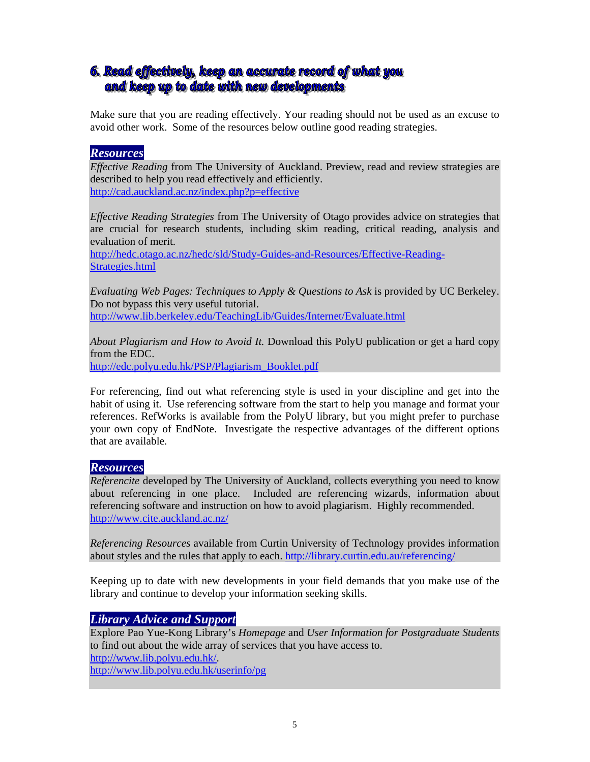## 6. Read effectively, keep an accurate record of what you and keep up to date with new developments

Make sure that you are reading effectively. Your reading should not be used as an excuse to avoid other work. Some of the resources below outline good reading strategies.

***Resources***

*Effective Reading* from The University of Auckland. Preview, read and review strategies are described to help you read effectively and efficiently.
http://cad.auckland.ac.nz/index.php?p=effective

*Effective Reading Strategies* from The University of Otago provides advice on strategies that are crucial for research students, including skim reading, critical reading, analysis and evaluation of merit.
http://hedc.otago.ac.nz/hedc/sld/Study-Guides-and-Resources/Effective-Reading-Strategies.html

*Evaluating Web Pages: Techniques to Apply & Questions to Ask* is provided by UC Berkeley. Do not bypass this very useful tutorial.
http://www.lib.berkeley.edu/TeachingLib/Guides/Internet/Evaluate.html

*About Plagiarism and How to Avoid It.* Download this PolyU publication or get a hard copy from the EDC.
http://edc.polyu.edu.hk/PSP/Plagiarism_Booklet.pdf

For referencing, find out what referencing style is used in your discipline and get into the habit of using it. Use referencing software from the start to help you manage and format your references. RefWorks is available from the PolyU library, but you might prefer to purchase your own copy of EndNote. Investigate the respective advantages of the different options that are available.

***Resources***

*Referencite* developed by The University of Auckland, collects everything you need to know about referencing in one place. Included are referencing wizards, information about referencing software and instruction on how to avoid plagiarism. Highly recommended.
http://www.cite.auckland.ac.nz/

*Referencing Resources* available from Curtin University of Technology provides information about styles and the rules that apply to each. http://library.curtin.edu.au/referencing/

Keeping up to date with new developments in your field demands that you make use of the library and continue to develop your information seeking skills.

***Library Advice and Support***

Explore Pao Yue-Kong Library's *Homepage* and *User Information for Postgraduate Students* to find out about the wide array of services that you have access to.
http://www.lib.polyu.edu.hk/.
http://www.lib.polyu.edu.hk/userinfo/pg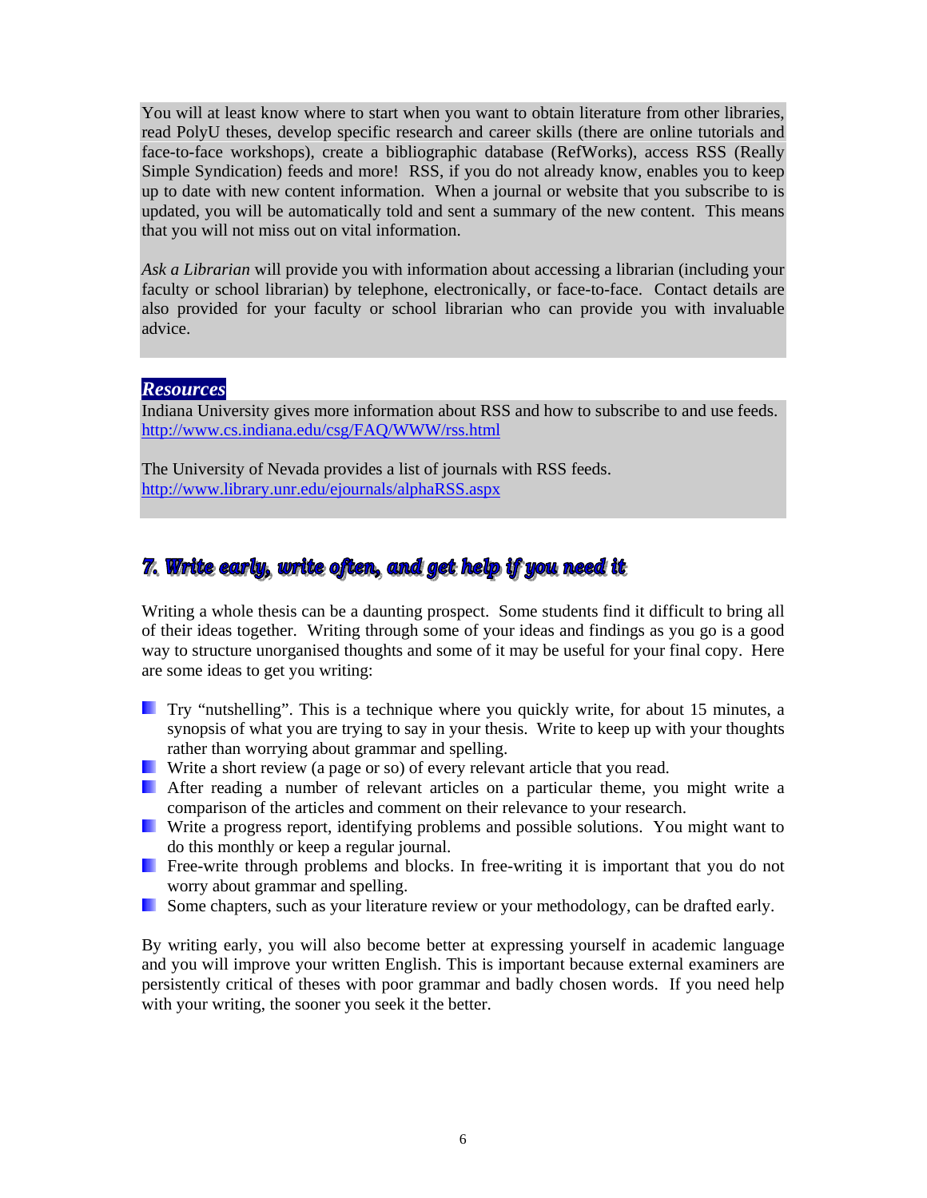You will at least know where to start when you want to obtain literature from other libraries, read PolyU theses, develop specific research and career skills (there are online tutorials and face-to-face workshops), create a bibliographic database (RefWorks), access RSS (Really Simple Syndication) feeds and more! RSS, if you do not already know, enables you to keep up to date with new content information. When a journal or website that you subscribe to is updated, you will be automatically told and sent a summary of the new content. This means that you will not miss out on vital information.

*Ask a Librarian* will provide you with information about accessing a librarian (including your faculty or school librarian) by telephone, electronically, or face-to-face. Contact details are also provided for your faculty or school librarian who can provide you with invaluable advice.

***Resources***

Indiana University gives more information about RSS and how to subscribe to and use feeds.
http://www.cs.indiana.edu/csg/FAQ/WWW/rss.html

The University of Nevada provides a list of journals with RSS feeds.
http://www.library.unr.edu/ejournals/alphaRSS.aspx

## 7. Write early, write often, and get help if you need it

Writing a whole thesis can be a daunting prospect. Some students find it difficult to bring all of their ideas together. Writing through some of your ideas and findings as you go is a good way to structure unorganised thoughts and some of it may be useful for your final copy. Here are some ideas to get you writing:

- Try "nutshelling". This is a technique where you quickly write, for about 15 minutes, a synopsis of what you are trying to say in your thesis. Write to keep up with your thoughts rather than worrying about grammar and spelling.
- Write a short review (a page or so) of every relevant article that you read.
- After reading a number of relevant articles on a particular theme, you might write a comparison of the articles and comment on their relevance to your research.
- Write a progress report, identifying problems and possible solutions. You might want to do this monthly or keep a regular journal.
- Free-write through problems and blocks. In free-writing it is important that you do not worry about grammar and spelling.
- Some chapters, such as your literature review or your methodology, can be drafted early.

By writing early, you will also become better at expressing yourself in academic language and you will improve your written English. This is important because external examiners are persistently critical of theses with poor grammar and badly chosen words. If you need help with your writing, the sooner you seek it the better.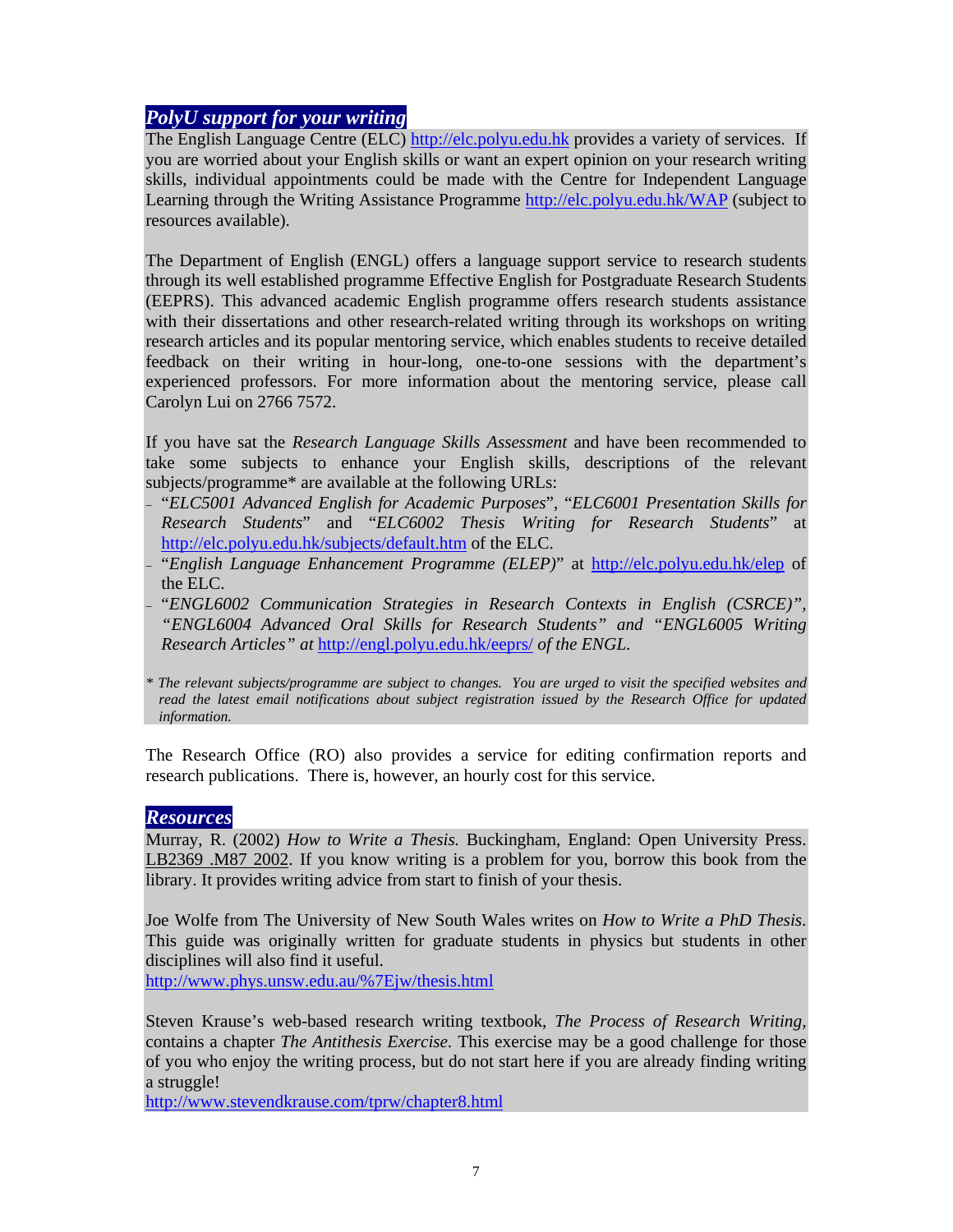## *PolyU support for your writing*

The English Language Centre (ELC) http://elc.polyu.edu.hk provides a variety of services. If you are worried about your English skills or want an expert opinion on your research writing skills, individual appointments could be made with the Centre for Independent Language Learning through the Writing Assistance Programme http://elc.polyu.edu.hk/WAP (subject to resources available).

The Department of English (ENGL) offers a language support service to research students through its well established programme Effective English for Postgraduate Research Students (EEPRS). This advanced academic English programme offers research students assistance with their dissertations and other research-related writing through its workshops on writing research articles and its popular mentoring service, which enables students to receive detailed feedback on their writing in hour-long, one-to-one sessions with the department's experienced professors. For more information about the mentoring service, please call Carolyn Lui on 2766 7572.

If you have sat the *Research Language Skills Assessment* and have been recommended to take some subjects to enhance your English skills, descriptions of the relevant subjects/programme* are available at the following URLs:

- "*ELC5001 Advanced English for Academic Purposes*", "*ELC6001 Presentation Skills for Research Students*" and "*ELC6002 Thesis Writing for Research Students*" at http://elc.polyu.edu.hk/subjects/default.htm of the ELC.
- "*English Language Enhancement Programme (ELEP)*" at http://elc.polyu.edu.hk/elep of the ELC.
- "*ENGL6002 Communication Strategies in Research Contexts in English (CSRCE)", "ENGL6004 Advanced Oral Skills for Research Students" and "ENGL6005 Writing Research Articles" at* http://engl.polyu.edu.hk/eeprs/ *of the ENGL.*

*\* The relevant subjects/programme are subject to changes. You are urged to visit the specified websites and read the latest email notifications about subject registration issued by the Research Office for updated information.*

The Research Office (RO) also provides a service for editing confirmation reports and research publications. There is, however, an hourly cost for this service.

## *Resources*

Murray, R. (2002) *How to Write a Thesis.* Buckingham, England: Open University Press. LB2369 .M87 2002. If you know writing is a problem for you, borrow this book from the library. It provides writing advice from start to finish of your thesis.

Joe Wolfe from The University of New South Wales writes on *How to Write a PhD Thesis*. This guide was originally written for graduate students in physics but students in other disciplines will also find it useful.
http://www.phys.unsw.edu.au/%7Ejw/thesis.html

Steven Krause's web-based research writing textbook, *The Process of Research Writing*, contains a chapter *The Antithesis Exercise*. This exercise may be a good challenge for those of you who enjoy the writing process, but do not start here if you are already finding writing a struggle!
http://www.stevendkrause.com/tprw/chapter8.html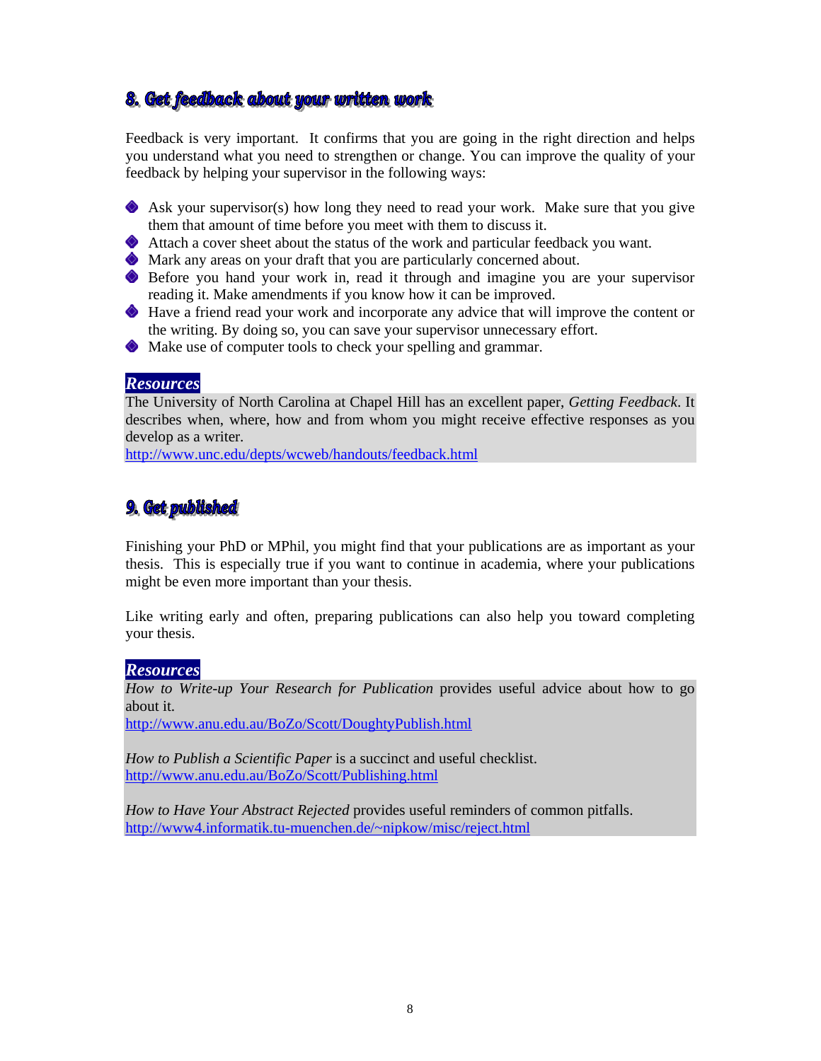## 8. Get feedback about your written work

Feedback is very important. It confirms that you are going in the right direction and helps you understand what you need to strengthen or change. You can improve the quality of your feedback by helping your supervisor in the following ways:

- Ask your supervisor(s) how long they need to read your work. Make sure that you give them that amount of time before you meet with them to discuss it.
- Attach a cover sheet about the status of the work and particular feedback you want.
- Mark any areas on your draft that you are particularly concerned about.
- Before you hand your work in, read it through and imagine you are your supervisor reading it. Make amendments if you know how it can be improved.
- Have a friend read your work and incorporate any advice that will improve the content or the writing. By doing so, you can save your supervisor unnecessary effort.
- Make use of computer tools to check your spelling and grammar.

***Resources***

The University of North Carolina at Chapel Hill has an excellent paper, *Getting Feedback*. It describes when, where, how and from whom you might receive effective responses as you develop as a writer.
http://www.unc.edu/depts/wcweb/handouts/feedback.html

## 9. Get published

Finishing your PhD or MPhil, you might find that your publications are as important as your thesis. This is especially true if you want to continue in academia, where your publications might be even more important than your thesis.

Like writing early and often, preparing publications can also help you toward completing your thesis.

***Resources***

*How to Write-up Your Research for Publication* provides useful advice about how to go about it.
http://www.anu.edu.au/BoZo/Scott/DoughtyPublish.html

*How to Publish a Scientific Paper* is a succinct and useful checklist.
http://www.anu.edu.au/BoZo/Scott/Publishing.html

*How to Have Your Abstract Rejected* provides useful reminders of common pitfalls.
http://www4.informatik.tu-muenchen.de/~nipkow/misc/reject.html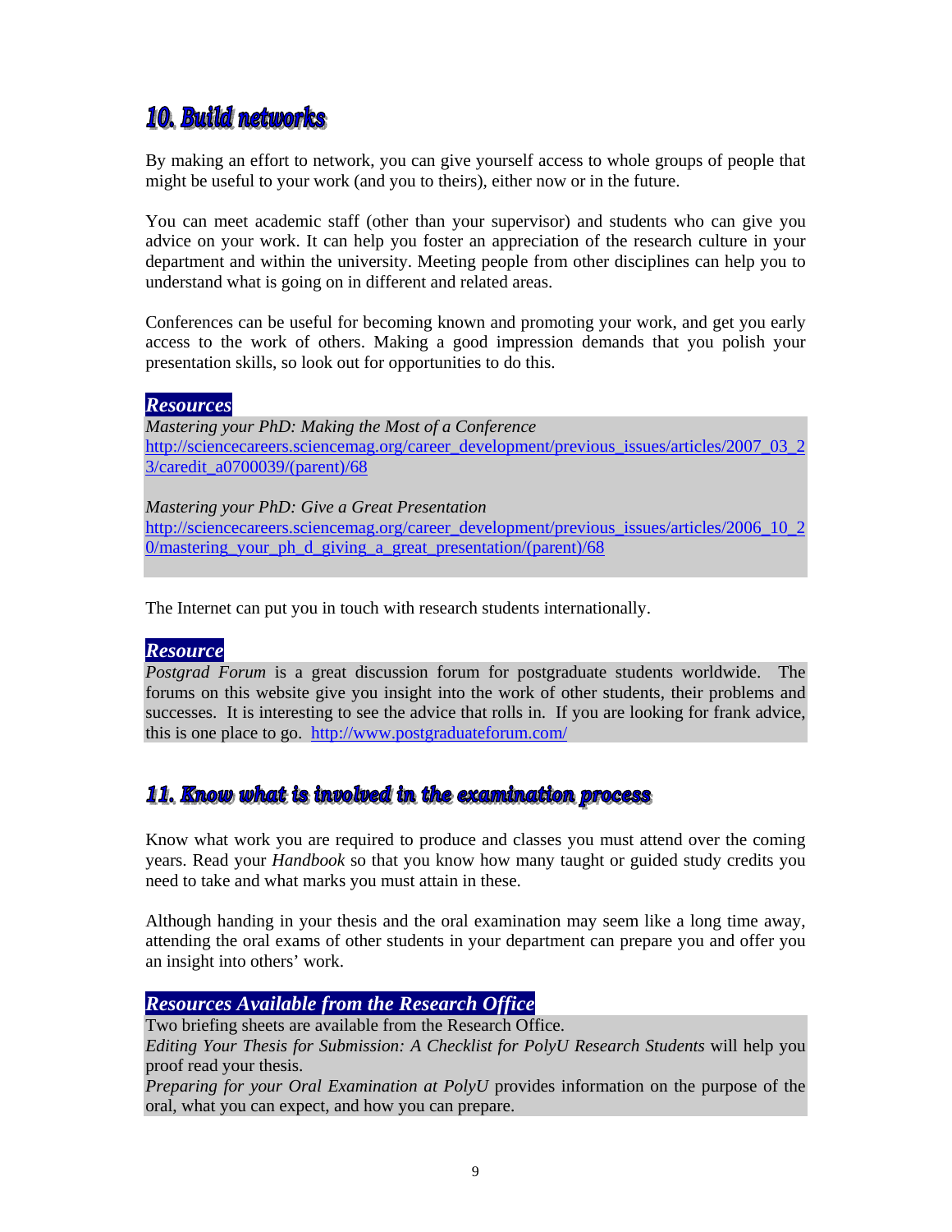## 10. Build networks

By making an effort to network, you can give yourself access to whole groups of people that might be useful to your work (and you to theirs), either now or in the future.

You can meet academic staff (other than your supervisor) and students who can give you advice on your work. It can help you foster an appreciation of the research culture in your department and within the university. Meeting people from other disciplines can help you to understand what is going on in different and related areas.

Conferences can be useful for becoming known and promoting your work, and get you early access to the work of others. Making a good impression demands that you polish your presentation skills, so look out for opportunities to do this.

***Resources***

*Mastering your PhD: Making the Most of a Conference*
http://sciencecareers.sciencemag.org/career_development/previous_issues/articles/2007_03_23/caredit_a0700039/(parent)/68

*Mastering your PhD: Give a Great Presentation*
http://sciencecareers.sciencemag.org/career_development/previous_issues/articles/2006_10_20/mastering_your_ph_d_giving_a_great_presentation/(parent)/68

The Internet can put you in touch with research students internationally.

***Resource***

*Postgrad Forum* is a great discussion forum for postgraduate students worldwide. The forums on this website give you insight into the work of other students, their problems and successes. It is interesting to see the advice that rolls in. If you are looking for frank advice, this is one place to go. http://www.postgraduateforum.com/

## 11. Know what is involved in the examination process

Know what work you are required to produce and classes you must attend over the coming years. Read your *Handbook* so that you know how many taught or guided study credits you need to take and what marks you must attain in these.

Although handing in your thesis and the oral examination may seem like a long time away, attending the oral exams of other students in your department can prepare you and offer you an insight into others' work.

***Resources Available from the Research Office***

Two briefing sheets are available from the Research Office.
*Editing Your Thesis for Submission: A Checklist for PolyU Research Students* will help you proof read your thesis.
*Preparing for your Oral Examination at PolyU* provides information on the purpose of the oral, what you can expect, and how you can prepare.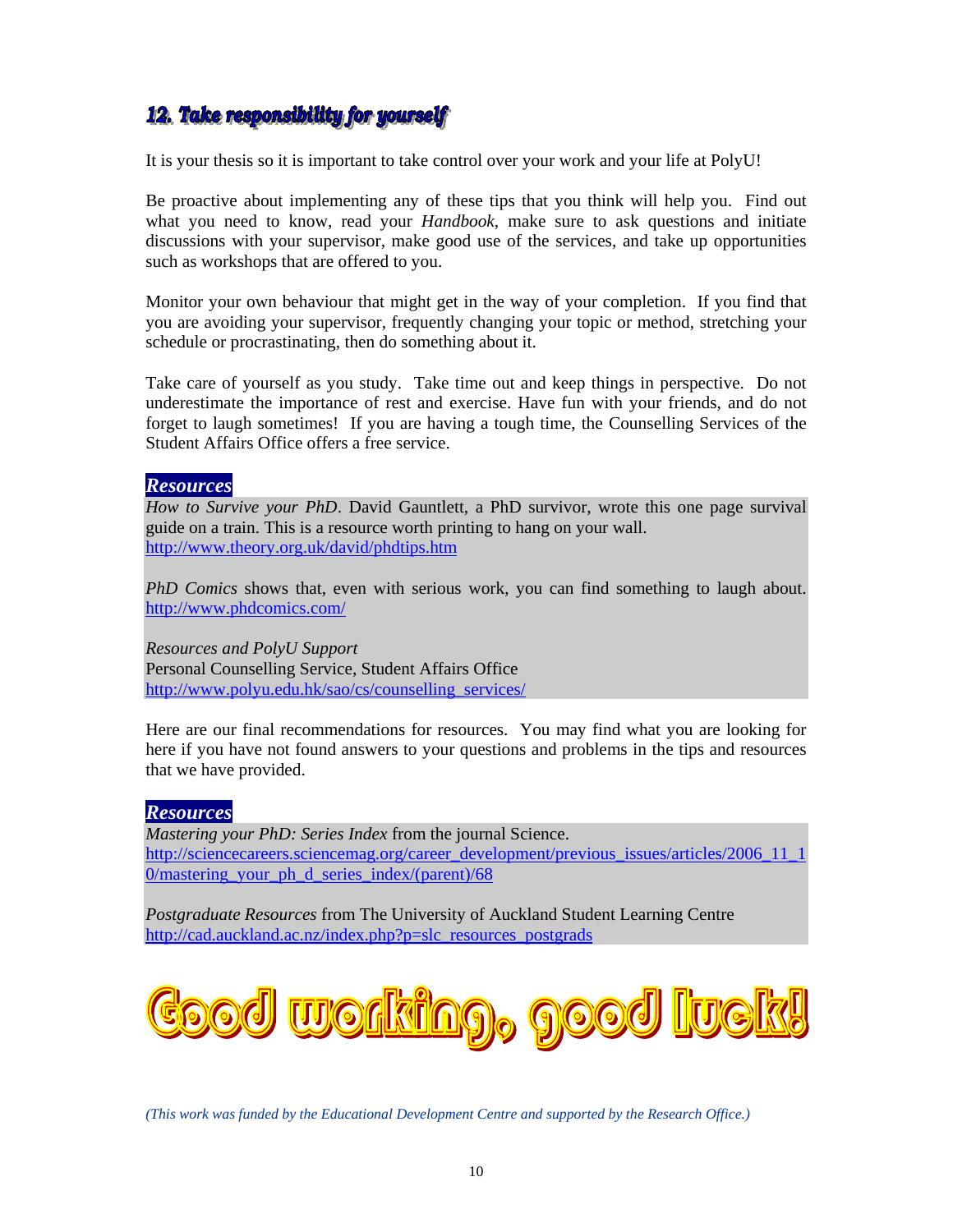## 12. Take responsibility for yourself

It is your thesis so it is important to take control over your work and your life at PolyU!

Be proactive about implementing any of these tips that you think will help you. Find out what you need to know, read your *Handbook*, make sure to ask questions and initiate discussions with your supervisor, make good use of the services, and take up opportunities such as workshops that are offered to you.

Monitor your own behaviour that might get in the way of your completion. If you find that you are avoiding your supervisor, frequently changing your topic or method, stretching your schedule or procrastinating, then do something about it.

Take care of yourself as you study. Take time out and keep things in perspective. Do not underestimate the importance of rest and exercise. Have fun with your friends, and do not forget to laugh sometimes! If you are having a tough time, the Counselling Services of the Student Affairs Office offers a free service.

***Resources***

*How to Survive your PhD*. David Gauntlett, a PhD survivor, wrote this one page survival guide on a train. This is a resource worth printing to hang on your wall.
http://www.theory.org.uk/david/phdtips.htm

*PhD Comics* shows that, even with serious work, you can find something to laugh about. http://www.phdcomics.com/

*Resources and PolyU Support*
Personal Counselling Service, Student Affairs Office
http://www.polyu.edu.hk/sao/cs/counselling_services/

Here are our final recommendations for resources. You may find what you are looking for here if you have not found answers to your questions and problems in the tips and resources that we have provided.

***Resources***

*Mastering your PhD: Series Index* from the journal Science.
http://sciencecareers.sciencemag.org/career_development/previous_issues/articles/2006_11_10/mastering_your_ph_d_series_index/(parent)/68

*Postgraduate Resources* from The University of Auckland Student Learning Centre
http://cad.auckland.ac.nz/index.php?p=slc_resources_postgrads

**Good working, good luck!**

*(This work was funded by the Educational Development Centre and supported by the Research Office.)*